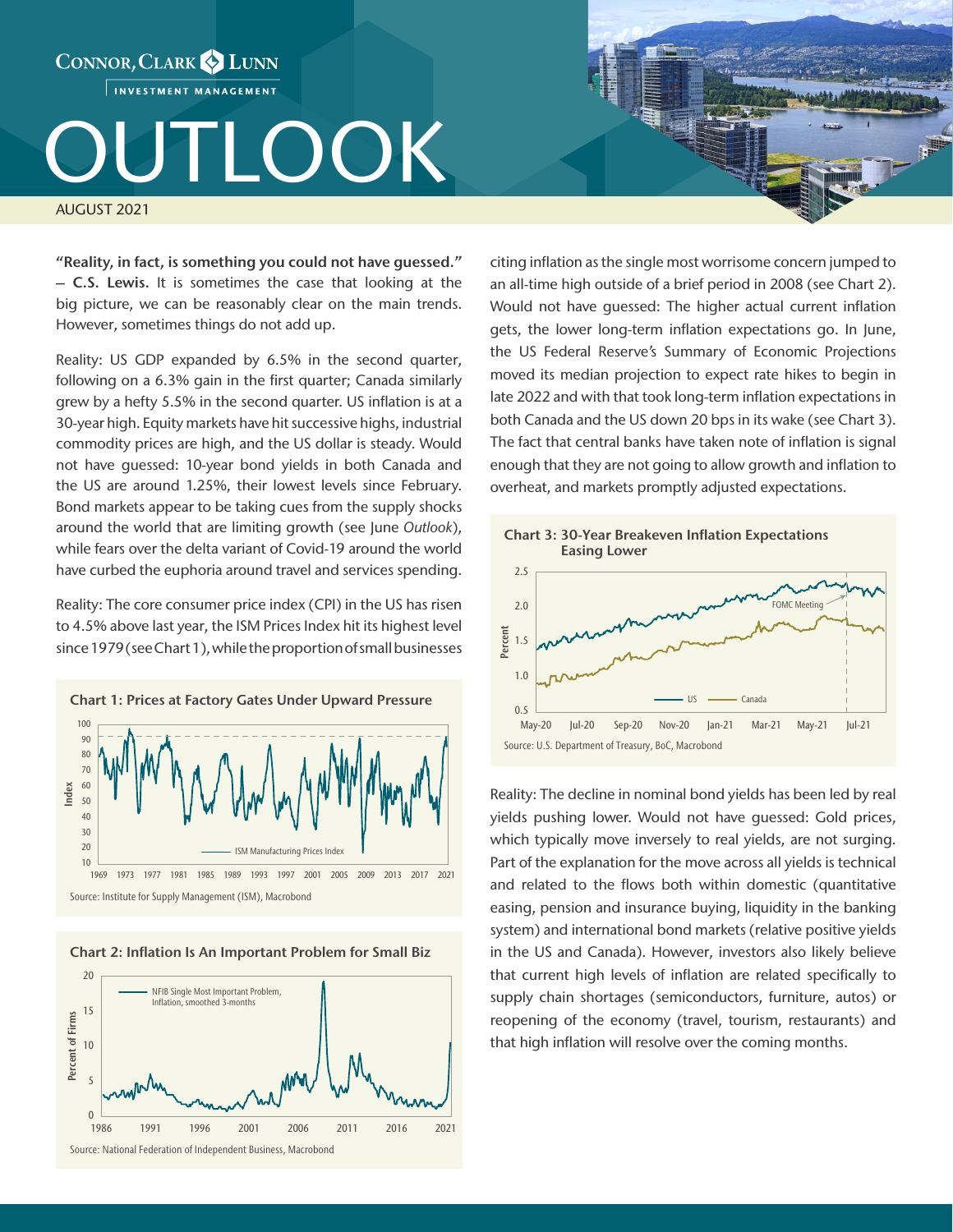# OUTLOOK

AUGUST 2021

**"Reality, in fact, is something you could not have guessed." – C.S. Lewis.** It is sometimes the case that looking at the big picture, we can be reasonably clear on the main trends. However, sometimes things do not add up.

Reality: US GDP expanded by 6.5% in the second quarter, following on a 6.3% gain in the first quarter; Canada similarly grew by a hefty 5.5% in the second quarter. US inflation is at a 30-year high. Equity markets have hit successive highs, industrial commodity prices are high, and the US dollar is steady. Would not have guessed: 10-year bond yields in both Canada and the US are around 1.25%, their lowest levels since February. Bond markets appear to be taking cues from the supply shocks around the world that are limiting growth (see June *Outlook*), while fears over the delta variant of Covid-19 around the world have curbed the euphoria around travel and services spending.

Reality: The core consumer price index (CPI) in the US has risen to 4.5% above last year, the ISM Prices Index hit its highest level since 1979 (see Chart 1), while the proportion of small businesses citing inflation as the single most worrisome concern jumped to an all-time high outside of a brief period in 2008 (see Chart 2). Would not have guessed: The higher actual current inflation gets, the lower long-term inflation expectations go. In June, the US Federal Reserve's Summary of Economic Projections moved its median projection to expect rate hikes to begin in late 2022 and with that took long-term inflation expectations in both Canada and the US down 20 bps in its wake (see Chart 3). The fact that central banks have taken note of inflation is signal enough that they are not going to allow growth and inflation to overheat, and markets promptly adjusted expectations.

**Chart 1: Prices at Factory Gates Under Upward Pressure**

Source: Institute for Supply Management (ISM), Macrobond

**Chart 2: Inflation Is An Important Problem for Small Biz**

Source: National Federation of Independent Business, Macrobond

**Chart 3: 30-Year Breakeven Inflation Expectations Easing Lower**

Source: U.S. Department of Treasury, BoC, Macrobond

Reality: The decline in nominal bond yields has been led by real yields pushing lower. Would not have guessed: Gold prices, which typically move inversely to real yields, are not surging. Part of the explanation for the move across all yields is technical and related to the flows both within domestic (quantitative easing, pension and insurance buying, liquidity in the banking system) and international bond markets (relative positive yields in the US and Canada). However, investors also likely believe that current high levels of inflation are related specifically to supply chain shortages (semiconductors, furniture, autos) or reopening of the economy (travel, tourism, restaurants) and that high inflation will resolve over the coming months.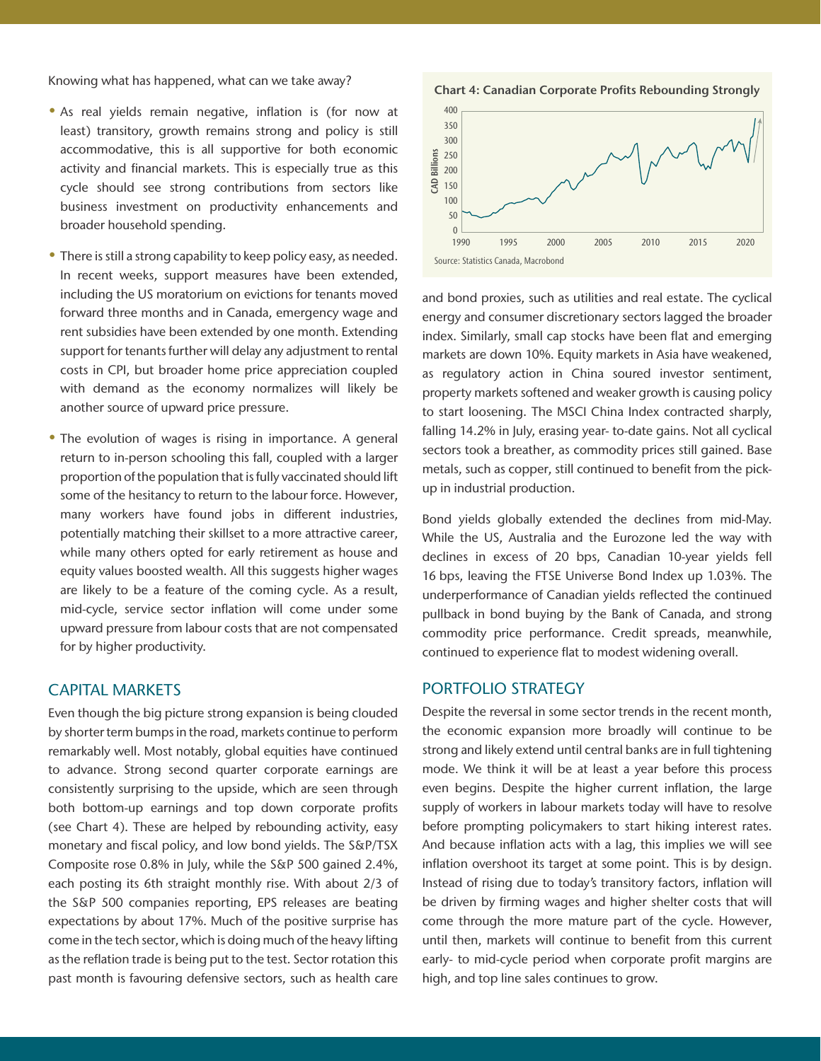Knowing what has happened, what can we take away?

- As real yields remain negative, inflation is (for now at least) transitory, growth remains strong and policy is still accommodative, this is all supportive for both economic activity and financial markets. This is especially true as this cycle should see strong contributions from sectors like business investment on productivity enhancements and broader household spending.
- There is still a strong capability to keep policy easy, as needed. In recent weeks, support measures have been extended, including the US moratorium on evictions for tenants moved forward three months and in Canada, emergency wage and rent subsidies have been extended by one month. Extending support for tenants further will delay any adjustment to rental costs in CPI, but broader home price appreciation coupled with demand as the economy normalizes will likely be another source of upward price pressure.
- The evolution of wages is rising in importance. A general return to in-person schooling this fall, coupled with a larger proportion of the population that is fully vaccinated should lift some of the hesitancy to return to the labour force. However, many workers have found jobs in different industries, potentially matching their skillset to a more attractive career, while many others opted for early retirement as house and equity values boosted wealth. All this suggests higher wages are likely to be a feature of the coming cycle. As a result, mid-cycle, service sector inflation will come under some upward pressure from labour costs that are not compensated for by higher productivity.

## CAPITAL MARKETS

Even though the big picture strong expansion is being clouded by shorter term bumps in the road, markets continue to perform remarkably well. Most notably, global equities have continued to advance. Strong second quarter corporate earnings are consistently surprising to the upside, which are seen through both bottom-up earnings and top down corporate profits (see Chart 4). These are helped by rebounding activity, easy monetary and fiscal policy, and low bond yields. The S&P/TSX Composite rose 0.8% in July, while the S&P 500 gained 2.4%, each posting its 6th straight monthly rise. With about 2/3 of the S&P 500 companies reporting, EPS releases are beating expectations by about 17%. Much of the positive surprise has come in the tech sector, which is doing much of the heavy lifting as the reflation trade is being put to the test. Sector rotation this past month is favouring defensive sectors, such as health care and bond proxies, such as utilities and real estate. The cyclical energy and consumer discretionary sectors lagged the broader index. Similarly, small cap stocks have been flat and emerging markets are down 10%. Equity markets in Asia have weakened, as regulatory action in China soured investor sentiment, property markets softened and weaker growth is causing policy to start loosening. The MSCI China Index contracted sharply, falling 14.2% in July, erasing year- to-date gains. Not all cyclical sectors took a breather, as commodity prices still gained. Base metals, such as copper, still continued to benefit from the pick-up in industrial production.

**Chart 4: Canadian Corporate Profits Rebounding Strongly**

Source: Statistics Canada, Macrobond

Bond yields globally extended the declines from mid-May. While the US, Australia and the Eurozone led the way with declines in excess of 20 bps, Canadian 10-year yields fell 16 bps, leaving the FTSE Universe Bond Index up 1.03%. The underperformance of Canadian yields reflected the continued pullback in bond buying by the Bank of Canada, and strong commodity price performance. Credit spreads, meanwhile, continued to experience flat to modest widening overall.

## PORTFOLIO STRATEGY

Despite the reversal in some sector trends in the recent month, the economic expansion more broadly will continue to be strong and likely extend until central banks are in full tightening mode. We think it will be at least a year before this process even begins. Despite the higher current inflation, the large supply of workers in labour markets today will have to resolve before prompting policymakers to start hiking interest rates. And because inflation acts with a lag, this implies we will see inflation overshoot its target at some point. This is by design. Instead of rising due to today's transitory factors, inflation will be driven by firming wages and higher shelter costs that will come through the more mature part of the cycle. However, until then, markets will continue to benefit from this current early- to mid-cycle period when corporate profit margins are high, and top line sales continues to grow.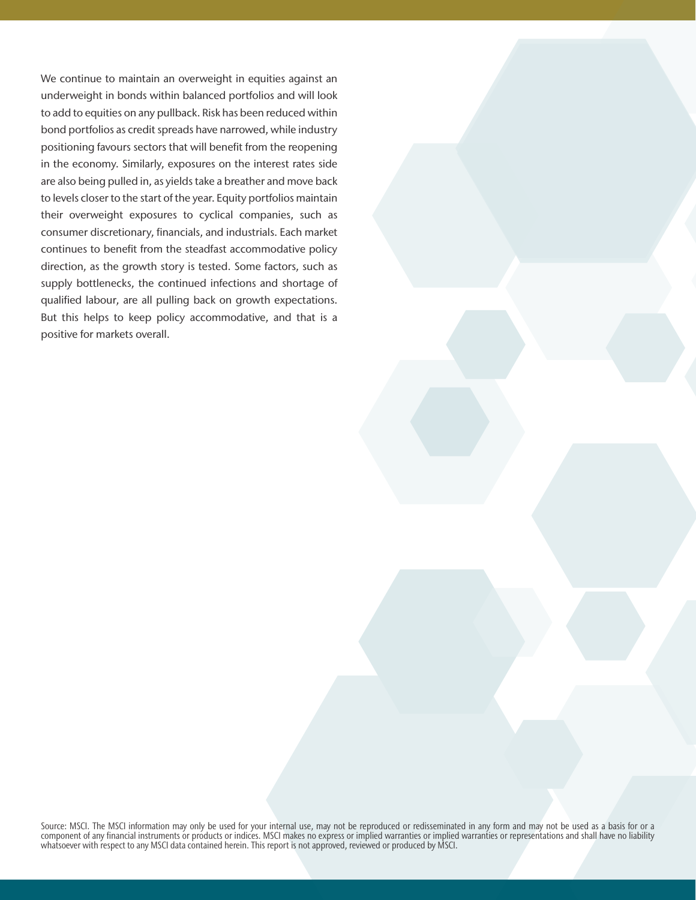We continue to maintain an overweight in equities against an underweight in bonds within balanced portfolios and will look to add to equities on any pullback. Risk has been reduced within bond portfolios as credit spreads have narrowed, while industry positioning favours sectors that will benefit from the reopening in the economy. Similarly, exposures on the interest rates side are also being pulled in, as yields take a breather and move back to levels closer to the start of the year. Equity portfolios maintain their overweight exposures to cyclical companies, such as consumer discretionary, financials, and industrials. Each market continues to benefit from the steadfast accommodative policy direction, as the growth story is tested. Some factors, such as supply bottlenecks, the continued infections and shortage of qualified labour, are all pulling back on growth expectations. But this helps to keep policy accommodative, and that is a positive for markets overall.

Source: MSCI. The MSCI information may only be used for your internal use, may not be reproduced or redisseminated in any form and may not be used as a basis for or a component of any financial instruments or products or indices. MSCI makes no express or implied warranties or implied warranties or representations and shall have no liability whatsoever with respect to any MSCI data contained herein. This report is not approved, reviewed or produced by MSCI.